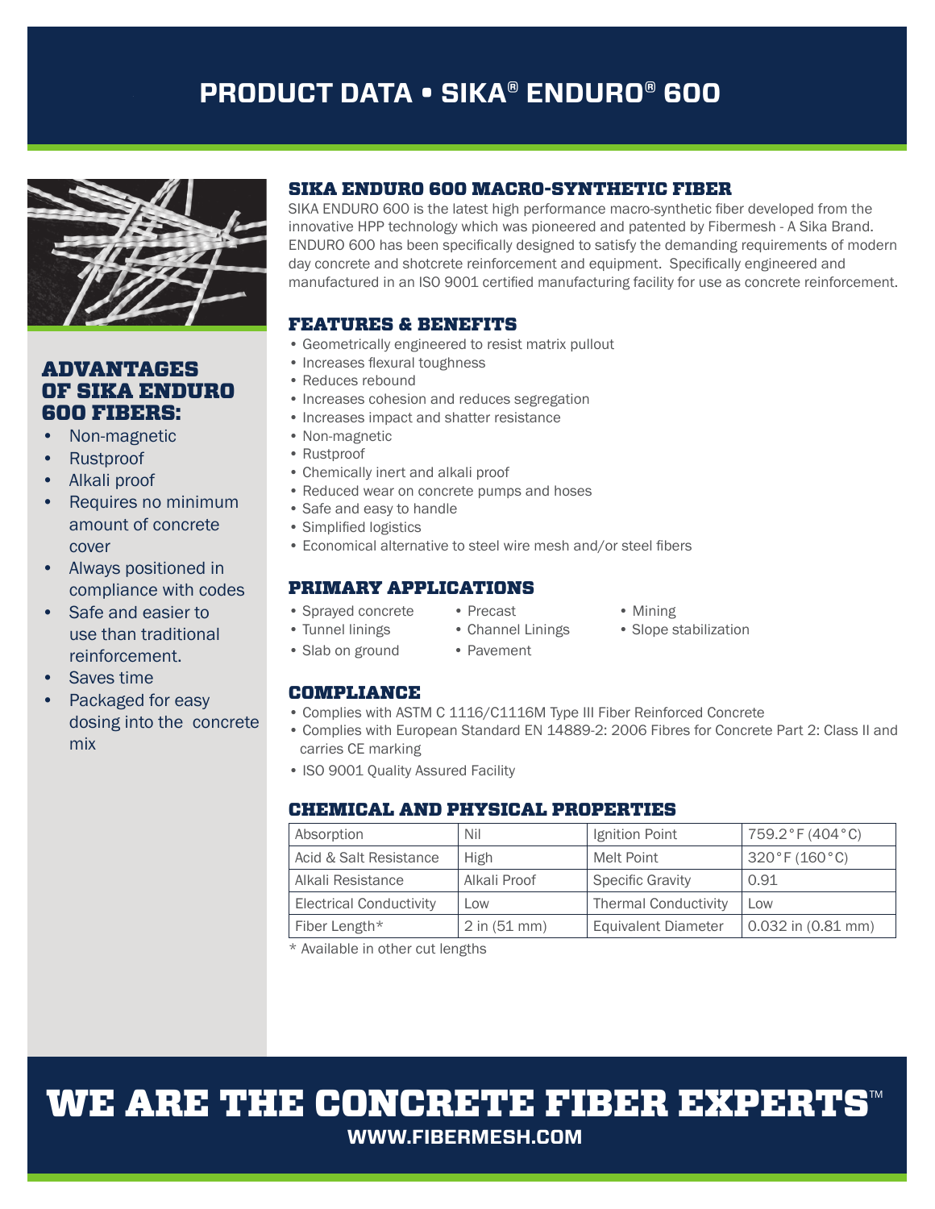# PRODUCT DATA • SIKA® ENDURO® 600

## ADVANTAGES OF SIKA ENDURO 600 FIBERS:

- Non-magnetic
- Rustproof
- Alkali proof
- Requires no minimum amount of concrete cover
- Always positioned in compliance with codes
- Safe and easier to use than traditional reinforcement.
- Saves time
- Packaged for easy dosing into the concrete mix

## SIKA ENDURO 600 MACRO-SYNTHETIC FIBER

SIKA ENDURO 600 is the latest high performance macro-synthetic fiber developed from the innovative HPP technology which was pioneered and patented by Fibermesh - A Sika Brand. ENDURO 600 has been specifically designed to satisfy the demanding requirements of modern day concrete and shotcrete reinforcement and equipment. Specifically engineered and manufactured in an ISO 9001 certified manufacturing facility for use as concrete reinforcement.

## FEATURES & BENEFITS

- Geometrically engineered to resist matrix pullout
- Increases flexural toughness
- Reduces rebound
- Increases cohesion and reduces segregation
- Increases impact and shatter resistance
- Non-magnetic
- Rustproof
- Chemically inert and alkali proof
- Reduced wear on concrete pumps and hoses
- Safe and easy to handle
- Simplified logistics
- Economical alternative to steel wire mesh and/or steel fibers

## PRIMARY APPLICATIONS

- Sprayed concrete
- Tunnel linings
- Slab on ground
- Precast
- Channel Linings
- Pavement
- Mining
- Slope stabilization

## COMPLIANCE

- Complies with ASTM C 1116/C1116M Type III Fiber Reinforced Concrete
- Complies with European Standard EN 14889-2: 2006 Fibres for Concrete Part 2: Class II and carries CE marking
- ISO 9001 Quality Assured Facility

## CHEMICAL AND PHYSICAL PROPERTIES

| Absorption | Nil | Ignition Point | 759.2°F (404°C) |
|---|---|---|---|
| Acid & Salt Resistance | High | Melt Point | 320°F (160°C) |
| Alkali Resistance | Alkali Proof | Specific Gravity | 0.91 |
| Electrical Conductivity | Low | Thermal Conductivity | Low |
| Fiber Length* | 2 in (51 mm) | Equivalent Diameter | 0.032 in (0.81 mm) |

* Available in other cut lengths

# WE ARE THE CONCRETE FIBER EXPERTS™

WWW.FIBERMESH.COM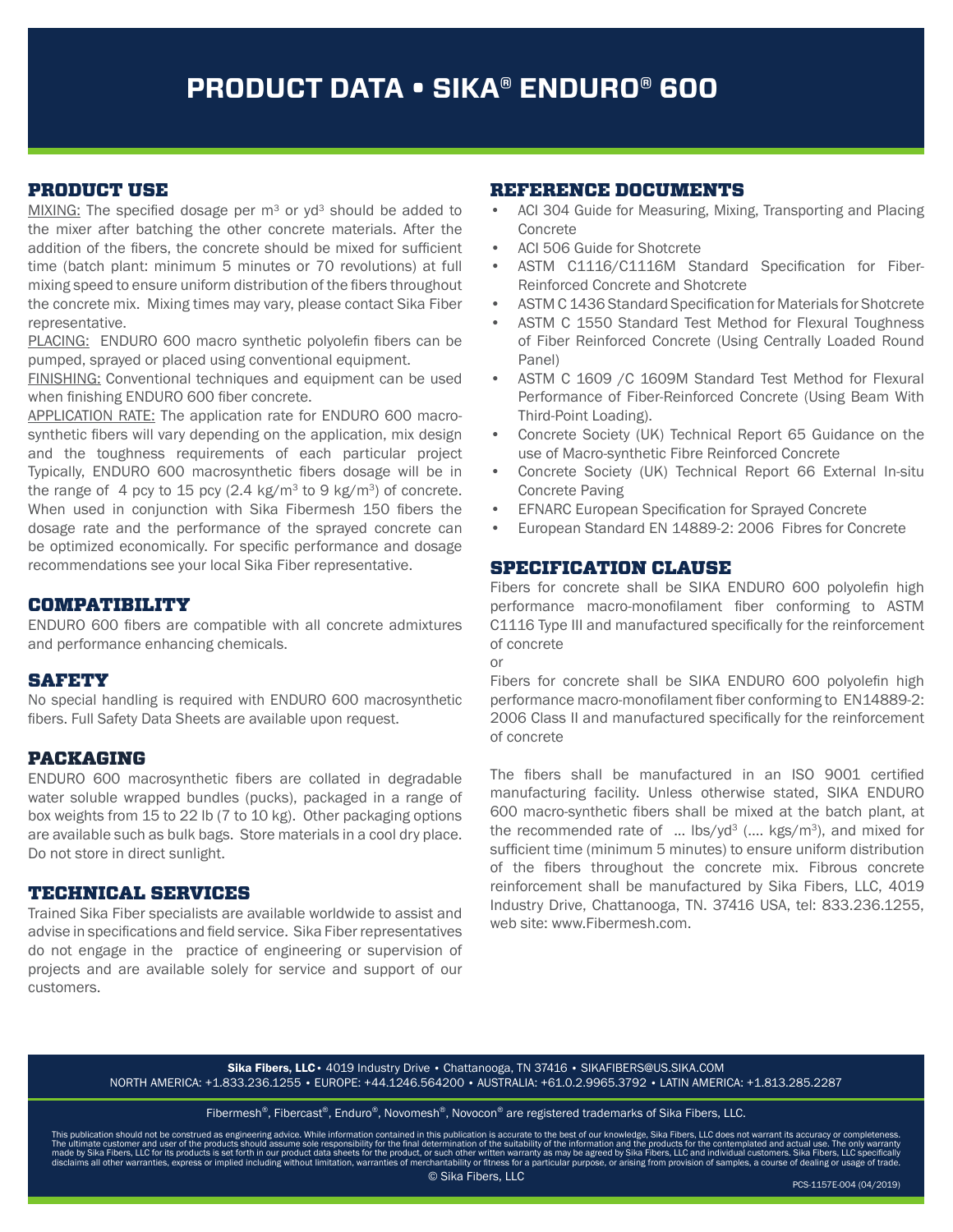# PRODUCT DATA • SIKA® ENDURO® 600

## PRODUCT USE

MIXING: The specified dosage per $m^3$ or $yd^3$ should be added to the mixer after batching the other concrete materials. After the addition of the fibers, the concrete should be mixed for sufficient time (batch plant: minimum 5 minutes or 70 revolutions) at full mixing speed to ensure uniform distribution of the fibers throughout the concrete mix. Mixing times may vary, please contact Sika Fiber representative.

PLACING: ENDURO 600 macro synthetic polyolefin fibers can be pumped, sprayed or placed using conventional equipment.

FINISHING: Conventional techniques and equipment can be used when finishing ENDURO 600 fiber concrete.

APPLICATION RATE: The application rate for ENDURO 600 macro-synthetic fibers will vary depending on the application, mix design and the toughness requirements of each particular project Typically, ENDURO 600 macrosynthetic fibers dosage will be in the range of 4 pcy to 15 pcy (2.4 kg/$m^3$ to 9 kg/$m^3$) of concrete. When used in conjunction with Sika Fibermesh 150 fibers the dosage rate and the performance of the sprayed concrete can be optimized economically. For specific performance and dosage recommendations see your local Sika Fiber representative.

## COMPATIBILITY

ENDURO 600 fibers are compatible with all concrete admixtures and performance enhancing chemicals.

## SAFETY

No special handling is required with ENDURO 600 macrosynthetic fibers. Full Safety Data Sheets are available upon request.

## PACKAGING

ENDURO 600 macrosynthetic fibers are collated in degradable water soluble wrapped bundles (pucks), packaged in a range of box weights from 15 to 22 lb (7 to 10 kg). Other packaging options are available such as bulk bags. Store materials in a cool dry place. Do not store in direct sunlight.

## TECHNICAL SERVICES

Trained Sika Fiber specialists are available worldwide to assist and advise in specifications and field service. Sika Fiber representatives do not engage in the practice of engineering or supervision of projects and are available solely for service and support of our customers.

## REFERENCE DOCUMENTS

- ACI 304 Guide for Measuring, Mixing, Transporting and Placing Concrete
- ACI 506 Guide for Shotcrete
- ASTM C1116/C1116M Standard Specification for Fiber-Reinforced Concrete and Shotcrete
- ASTM C 1436 Standard Specification for Materials for Shotcrete
- ASTM C 1550 Standard Test Method for Flexural Toughness of Fiber Reinforced Concrete (Using Centrally Loaded Round Panel)
- ASTM C 1609 /C 1609M Standard Test Method for Flexural Performance of Fiber-Reinforced Concrete (Using Beam With Third-Point Loading).
- Concrete Society (UK) Technical Report 65 Guidance on the use of Macro-synthetic Fibre Reinforced Concrete
- Concrete Society (UK) Technical Report 66 External In-situ Concrete Paving
- EFNARC European Specification for Sprayed Concrete
- European Standard EN 14889-2: 2006 Fibres for Concrete

## SPECIFICATION CLAUSE

Fibers for concrete shall be SIKA ENDURO 600 polyolefin high performance macro-monofilament fiber conforming to ASTM C1116 Type III and manufactured specifically for the reinforcement of concrete

or

Fibers for concrete shall be SIKA ENDURO 600 polyolefin high performance macro-monofilament fiber conforming to EN14889-2: 2006 Class II and manufactured specifically for the reinforcement of concrete

The fibers shall be manufactured in an ISO 9001 certified manufacturing facility. Unless otherwise stated, SIKA ENDURO 600 macro-synthetic fibers shall be mixed at the batch plant, at the recommended rate of ... lbs/$yd^3$ (.... kgs/$m^3$), and mixed for sufficient time (minimum 5 minutes) to ensure uniform distribution of the fibers throughout the concrete mix. Fibrous concrete reinforcement shall be manufactured by Sika Fibers, LLC, 4019 Industry Drive, Chattanooga, TN. 37416 USA, tel: 833.236.1255, web site: www.Fibermesh.com.

**Sika Fibers, LLC** • 4019 Industry Drive • Chattanooga, TN 37416 • SIKAFIBERS@US.SIKA.COM
NORTH AMERICA: +1.833.236.1255 • EUROPE: +44.1246.564200 • AUSTRALIA: +61.0.2.9965.3792 • LATIN AMERICA: +1.813.285.2287

Fibermesh®, Fibercast®, Enduro®, Novomesh®, Novocon® are registered trademarks of Sika Fibers, LLC.

This publication should not be construed as engineering advice. While information contained in this publication is accurate to the best of our knowledge, Sika Fibers, LLC does not warrant its accuracy or completeness. The ultimate customer and user of the products should assume sole responsibility for the final determination of the suitability of the information and the products for the contemplated and actual use. The only warranty made by Sika Fibers, LLC for its products is set forth in our product data sheets for the product, or such other written warranty as may be agreed by Sika Fibers, LLC and individual customers. Sika Fibers, LLC specifically disclaims all other warranties, express or implied including without limitation, warranties of merchantability or fitness for a particular purpose, or arising from provision of samples, a course of dealing or usage of trade.

© Sika Fibers, LLC

PCS-1157E-004 (04/2019)